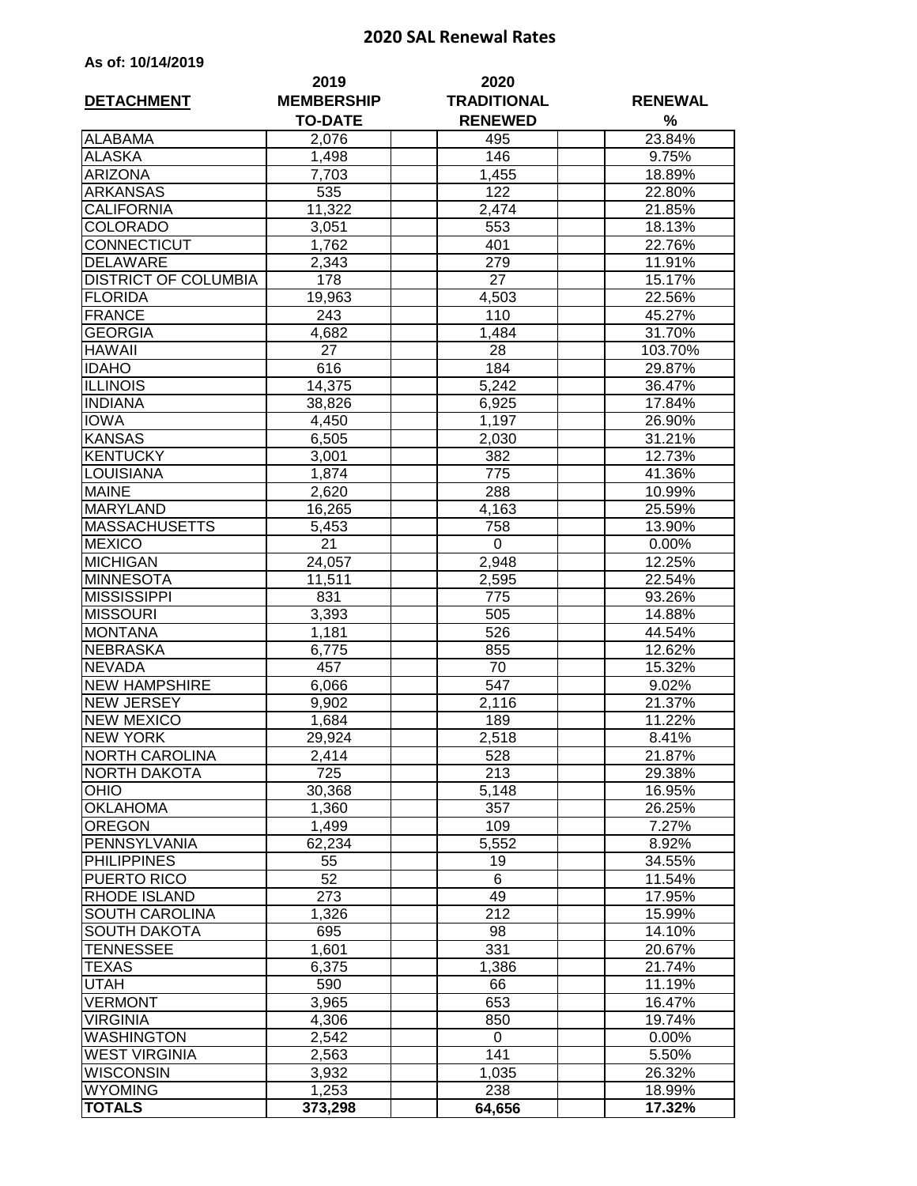# 2020 SAL Renewal Rates

**As of: 10/14/2019**

| DETACHMENT | 2019 MEMBERSHIP TO-DATE | 2020 TRADITIONAL RENEWED | RENEWAL % |
|---|---|---|---|
| ALABAMA | 2,076 | 495 | 23.84% |
| ALASKA | 1,498 | 146 | 9.75% |
| ARIZONA | 7,703 | 1,455 | 18.89% |
| ARKANSAS | 535 | 122 | 22.80% |
| CALIFORNIA | 11,322 | 2,474 | 21.85% |
| COLORADO | 3,051 | 553 | 18.13% |
| CONNECTICUT | 1,762 | 401 | 22.76% |
| DELAWARE | 2,343 | 279 | 11.91% |
| DISTRICT OF COLUMBIA | 178 | 27 | 15.17% |
| FLORIDA | 19,963 | 4,503 | 22.56% |
| FRANCE | 243 | 110 | 45.27% |
| GEORGIA | 4,682 | 1,484 | 31.70% |
| HAWAII | 27 | 28 | 103.70% |
| IDAHO | 616 | 184 | 29.87% |
| ILLINOIS | 14,375 | 5,242 | 36.47% |
| INDIANA | 38,826 | 6,925 | 17.84% |
| IOWA | 4,450 | 1,197 | 26.90% |
| KANSAS | 6,505 | 2,030 | 31.21% |
| KENTUCKY | 3,001 | 382 | 12.73% |
| LOUISIANA | 1,874 | 775 | 41.36% |
| MAINE | 2,620 | 288 | 10.99% |
| MARYLAND | 16,265 | 4,163 | 25.59% |
| MASSACHUSETTS | 5,453 | 758 | 13.90% |
| MEXICO | 21 | 0 | 0.00% |
| MICHIGAN | 24,057 | 2,948 | 12.25% |
| MINNESOTA | 11,511 | 2,595 | 22.54% |
| MISSISSIPPI | 831 | 775 | 93.26% |
| MISSOURI | 3,393 | 505 | 14.88% |
| MONTANA | 1,181 | 526 | 44.54% |
| NEBRASKA | 6,775 | 855 | 12.62% |
| NEVADA | 457 | 70 | 15.32% |
| NEW HAMPSHIRE | 6,066 | 547 | 9.02% |
| NEW JERSEY | 9,902 | 2,116 | 21.37% |
| NEW MEXICO | 1,684 | 189 | 11.22% |
| NEW YORK | 29,924 | 2,518 | 8.41% |
| NORTH CAROLINA | 2,414 | 528 | 21.87% |
| NORTH DAKOTA | 725 | 213 | 29.38% |
| OHIO | 30,368 | 5,148 | 16.95% |
| OKLAHOMA | 1,360 | 357 | 26.25% |
| OREGON | 1,499 | 109 | 7.27% |
| PENNSYLVANIA | 62,234 | 5,552 | 8.92% |
| PHILIPPINES | 55 | 19 | 34.55% |
| PUERTO RICO | 52 | 6 | 11.54% |
| RHODE ISLAND | 273 | 49 | 17.95% |
| SOUTH CAROLINA | 1,326 | 212 | 15.99% |
| SOUTH DAKOTA | 695 | 98 | 14.10% |
| TENNESSEE | 1,601 | 331 | 20.67% |
| TEXAS | 6,375 | 1,386 | 21.74% |
| UTAH | 590 | 66 | 11.19% |
| VERMONT | 3,965 | 653 | 16.47% |
| VIRGINIA | 4,306 | 850 | 19.74% |
| WASHINGTON | 2,542 | 0 | 0.00% |
| WEST VIRGINIA | 2,563 | 141 | 5.50% |
| WISCONSIN | 3,932 | 1,035 | 26.32% |
| WYOMING | 1,253 | 238 | 18.99% |
| **TOTALS** | **373,298** | **64,656** | **17.32%** |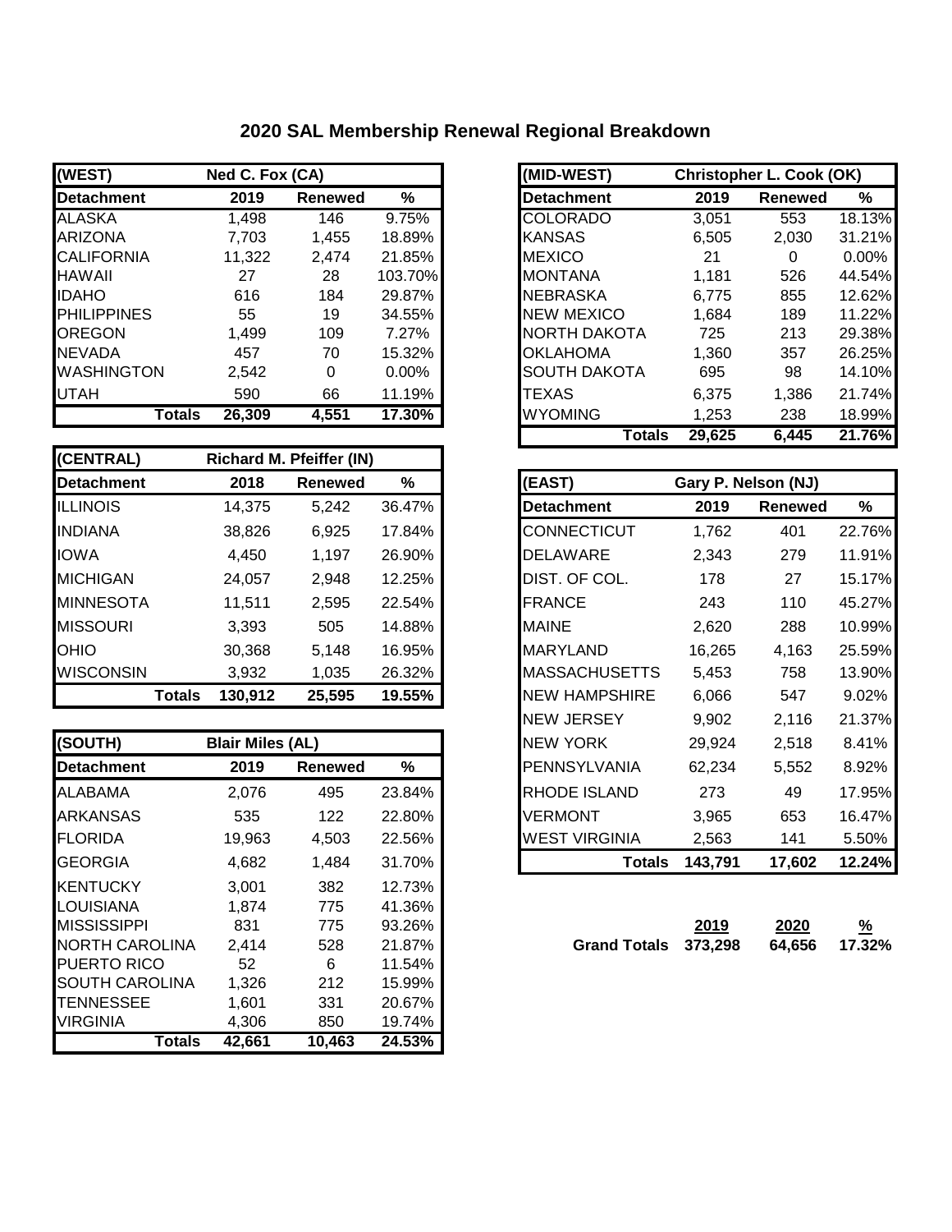# 2020 SAL Membership Renewal Regional Breakdown

| (WEST) | Ned C. Fox (CA) | | |
|---|---|---|---|
| Detachment | 2019 | Renewed | % |
| ALASKA | 1,498 | 146 | 9.75% |
| ARIZONA | 7,703 | 1,455 | 18.89% |
| CALIFORNIA | 11,322 | 2,474 | 21.85% |
| HAWAII | 27 | 28 | 103.70% |
| IDAHO | 616 | 184 | 29.87% |
| PHILIPPINES | 55 | 19 | 34.55% |
| OREGON | 1,499 | 109 | 7.27% |
| NEVADA | 457 | 70 | 15.32% |
| WASHINGTON | 2,542 | 0 | 0.00% |
| UTAH | 590 | 66 | 11.19% |
| **Totals** | **26,309** | **4,551** | **17.30%** |

| (MID-WEST) | Christopher L. Cook (OK) | | |
|---|---|---|---|
| Detachment | 2019 | Renewed | % |
| COLORADO | 3,051 | 553 | 18.13% |
| KANSAS | 6,505 | 2,030 | 31.21% |
| MEXICO | 21 | 0 | 0.00% |
| MONTANA | 1,181 | 526 | 44.54% |
| NEBRASKA | 6,775 | 855 | 12.62% |
| NEW MEXICO | 1,684 | 189 | 11.22% |
| NORTH DAKOTA | 725 | 213 | 29.38% |
| OKLAHOMA | 1,360 | 357 | 26.25% |
| SOUTH DAKOTA | 695 | 98 | 14.10% |
| TEXAS | 6,375 | 1,386 | 21.74% |
| WYOMING | 1,253 | 238 | 18.99% |
| **Totals** | **29,625** | **6,445** | **21.76%** |

| (CENTRAL) | Richard M. Pfeiffer (IN) | | |
|---|---|---|---|
| Detachment | 2018 | Renewed | % |
| ILLINOIS | 14,375 | 5,242 | 36.47% |
| INDIANA | 38,826 | 6,925 | 17.84% |
| IOWA | 4,450 | 1,197 | 26.90% |
| MICHIGAN | 24,057 | 2,948 | 12.25% |
| MINNESOTA | 11,511 | 2,595 | 22.54% |
| MISSOURI | 3,393 | 505 | 14.88% |
| OHIO | 30,368 | 5,148 | 16.95% |
| WISCONSIN | 3,932 | 1,035 | 26.32% |
| **Totals** | **130,912** | **25,595** | **19.55%** |

| (EAST) | Gary P. Nelson (NJ) | | |
|---|---|---|---|
| Detachment | 2019 | Renewed | % |
| CONNECTICUT | 1,762 | 401 | 22.76% |
| DELAWARE | 2,343 | 279 | 11.91% |
| DIST. OF COL. | 178 | 27 | 15.17% |
| FRANCE | 243 | 110 | 45.27% |
| MAINE | 2,620 | 288 | 10.99% |
| MARYLAND | 16,265 | 4,163 | 25.59% |
| MASSACHUSETTS | 5,453 | 758 | 13.90% |
| NEW HAMPSHIRE | 6,066 | 547 | 9.02% |
| NEW JERSEY | 9,902 | 2,116 | 21.37% |
| NEW YORK | 29,924 | 2,518 | 8.41% |
| PENNSYLVANIA | 62,234 | 5,552 | 8.92% |
| RHODE ISLAND | 273 | 49 | 17.95% |
| VERMONT | 3,965 | 653 | 16.47% |
| WEST VIRGINIA | 2,563 | 141 | 5.50% |
| **Totals** | **143,791** | **17,602** | **12.24%** |

| (SOUTH) | Blair Miles (AL) | | |
|---|---|---|---|
| Detachment | 2019 | Renewed | % |
| ALABAMA | 2,076 | 495 | 23.84% |
| ARKANSAS | 535 | 122 | 22.80% |
| FLORIDA | 19,963 | 4,503 | 22.56% |
| GEORGIA | 4,682 | 1,484 | 31.70% |
| KENTUCKY | 3,001 | 382 | 12.73% |
| LOUISIANA | 1,874 | 775 | 41.36% |
| MISSISSIPPI | 831 | 775 | 93.26% |
| NORTH CAROLINA | 2,414 | 528 | 21.87% |
| PUERTO RICO | 52 | 6 | 11.54% |
| SOUTH CAROLINA | 1,326 | 212 | 15.99% |
| TENNESSEE | 1,601 | 331 | 20.67% |
| VIRGINIA | 4,306 | 850 | 19.74% |
| **Totals** | **42,661** | **10,463** | **24.53%** |

| | 2019 | 2020 | % |
|---|---|---|---|
| **Grand Totals** | **373,298** | **64,656** | **17.32%** |